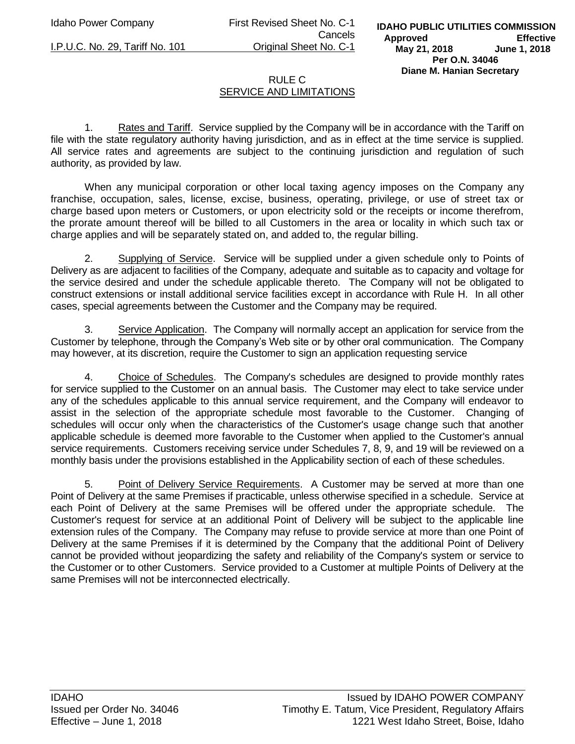# RULE C
## SERVICE AND LIMITATIONS

1. Rates and Tariff. Service supplied by the Company will be in accordance with the Tariff on file with the state regulatory authority having jurisdiction, and as in effect at the time service is supplied. All service rates and agreements are subject to the continuing jurisdiction and regulation of such authority, as provided by law.

When any municipal corporation or other local taxing agency imposes on the Company any franchise, occupation, sales, license, excise, business, operating, privilege, or use of street tax or charge based upon meters or Customers, or upon electricity sold or the receipts or income therefrom, the prorate amount thereof will be billed to all Customers in the area or locality in which such tax or charge applies and will be separately stated on, and added to, the regular billing.

2. Supplying of Service. Service will be supplied under a given schedule only to Points of Delivery as are adjacent to facilities of the Company, adequate and suitable as to capacity and voltage for the service desired and under the schedule applicable thereto. The Company will not be obligated to construct extensions or install additional service facilities except in accordance with Rule H. In all other cases, special agreements between the Customer and the Company may be required.

3. Service Application. The Company will normally accept an application for service from the Customer by telephone, through the Company's Web site or by other oral communication. The Company may however, at its discretion, require the Customer to sign an application requesting service

4. Choice of Schedules. The Company's schedules are designed to provide monthly rates for service supplied to the Customer on an annual basis. The Customer may elect to take service under any of the schedules applicable to this annual service requirement, and the Company will endeavor to assist in the selection of the appropriate schedule most favorable to the Customer. Changing of schedules will occur only when the characteristics of the Customer's usage change such that another applicable schedule is deemed more favorable to the Customer when applied to the Customer's annual service requirements. Customers receiving service under Schedules 7, 8, 9, and 19 will be reviewed on a monthly basis under the provisions established in the Applicability section of each of these schedules.

5. Point of Delivery Service Requirements. A Customer may be served at more than one Point of Delivery at the same Premises if practicable, unless otherwise specified in a schedule. Service at each Point of Delivery at the same Premises will be offered under the appropriate schedule. The Customer's request for service at an additional Point of Delivery will be subject to the applicable line extension rules of the Company. The Company may refuse to provide service at more than one Point of Delivery at the same Premises if it is determined by the Company that the additional Point of Delivery cannot be provided without jeopardizing the safety and reliability of the Company's system or service to the Customer or to other Customers. Service provided to a Customer at multiple Points of Delivery at the same Premises will not be interconnected electrically.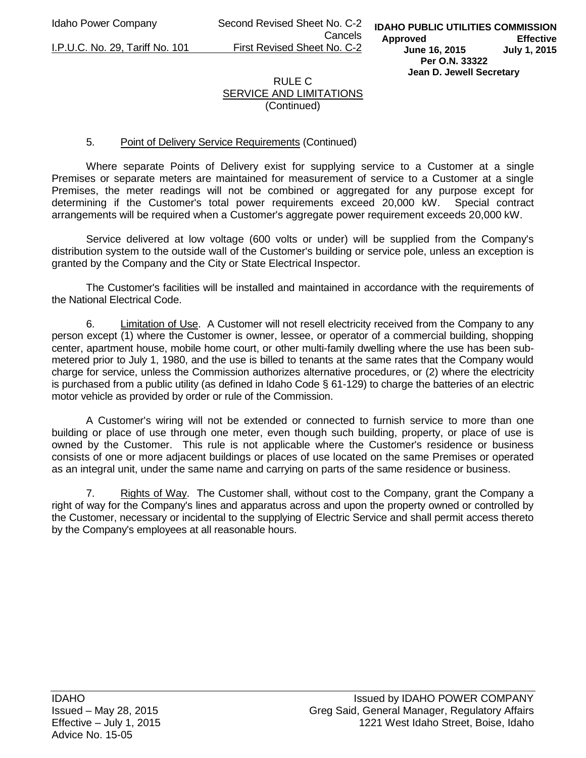Idaho Power Company Second Revised Sheet No. C-2
Cancels
I.P.U.C. No. 29, Tariff No. 101 First Revised Sheet No. C-2

**IDAHO PUBLIC UTILITIES COMMISSION**
**Approved Effective**
**June 16, 2015 July 1, 2015**
**Per O.N. 33322**
**Jean D. Jewell Secretary**

RULE C
SERVICE AND LIMITATIONS
(Continued)

5. Point of Delivery Service Requirements (Continued)

Where separate Points of Delivery exist for supplying service to a Customer at a single Premises or separate meters are maintained for measurement of service to a Customer at a single Premises, the meter readings will not be combined or aggregated for any purpose except for determining if the Customer's total power requirements exceed 20,000 kW. Special contract arrangements will be required when a Customer's aggregate power requirement exceeds 20,000 kW.

Service delivered at low voltage (600 volts or under) will be supplied from the Company's distribution system to the outside wall of the Customer's building or service pole, unless an exception is granted by the Company and the City or State Electrical Inspector.

The Customer's facilities will be installed and maintained in accordance with the requirements of the National Electrical Code.

6. Limitation of Use. A Customer will not resell electricity received from the Company to any person except (1) where the Customer is owner, lessee, or operator of a commercial building, shopping center, apartment house, mobile home court, or other multi-family dwelling where the use has been sub-metered prior to July 1, 1980, and the use is billed to tenants at the same rates that the Company would charge for service, unless the Commission authorizes alternative procedures, or (2) where the electricity is purchased from a public utility (as defined in Idaho Code § 61-129) to charge the batteries of an electric motor vehicle as provided by order or rule of the Commission.

A Customer's wiring will not be extended or connected to furnish service to more than one building or place of use through one meter, even though such building, property, or place of use is owned by the Customer. This rule is not applicable where the Customer's residence or business consists of one or more adjacent buildings or places of use located on the same Premises or operated as an integral unit, under the same name and carrying on parts of the same residence or business.

7. Rights of Way. The Customer shall, without cost to the Company, grant the Company a right of way for the Company's lines and apparatus across and upon the property owned or controlled by the Customer, necessary or incidental to the supplying of Electric Service and shall permit access thereto by the Company's employees at all reasonable hours.

IDAHO
Issued – May 28, 2015
Effective – July 1, 2015
Advice No. 15-05

Issued by IDAHO POWER COMPANY
Greg Said, General Manager, Regulatory Affairs
1221 West Idaho Street, Boise, Idaho